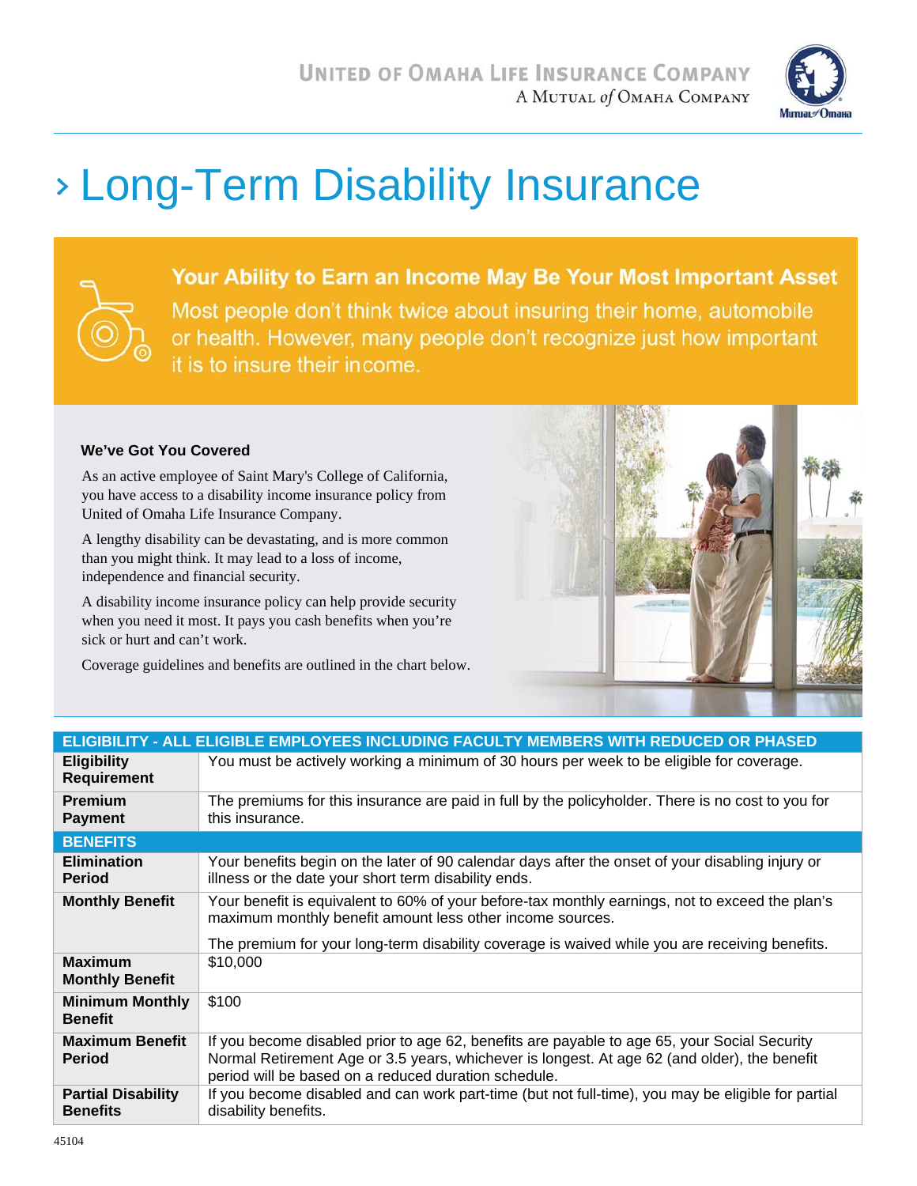UNITED OF OMAHA LIFE INSURANCE COMPANY
A MUTUAL *of* OMAHA COMPANY

# › Long-Term Disability Insurance

## Your Ability to Earn an Income May Be Your Most Important Asset

Most people don't think twice about insuring their home, automobile or health. However, many people don't recognize just how important it is to insure their income.

### We've Got You Covered

As an active employee of Saint Mary's College of California, you have access to a disability income insurance policy from United of Omaha Life Insurance Company.

A lengthy disability can be devastating, and is more common than you might think. It may lead to a loss of income, independence and financial security.

A disability income insurance policy can help provide security when you need it most. It pays you cash benefits when you're sick or hurt and can't work.

Coverage guidelines and benefits are outlined in the chart below.

| ELIGIBILITY - ALL ELIGIBLE EMPLOYEES INCLUDING FACULTY MEMBERS WITH REDUCED OR PHASED | |
|---|---|
| **Eligibility Requirement** | You must be actively working a minimum of 30 hours per week to be eligible for coverage. |
| **Premium Payment** | The premiums for this insurance are paid in full by the policyholder. There is no cost to you for this insurance. |
| **BENEFITS** | |
| **Elimination Period** | Your benefits begin on the later of 90 calendar days after the onset of your disabling injury or illness or the date your short term disability ends. |
| **Monthly Benefit** | Your benefit is equivalent to 60% of your before-tax monthly earnings, not to exceed the plan's maximum monthly benefit amount less other income sources.<br><br>The premium for your long-term disability coverage is waived while you are receiving benefits. |
| **Maximum Monthly Benefit** | $10,000 |
| **Minimum Monthly Benefit** | $100 |
| **Maximum Benefit Period** | If you become disabled prior to age 62, benefits are payable to age 65, your Social Security Normal Retirement Age or 3.5 years, whichever is longest. At age 62 (and older), the benefit period will be based on a reduced duration schedule. |
| **Partial Disability Benefits** | If you become disabled and can work part-time (but not full-time), you may be eligible for partial disability benefits. |

45104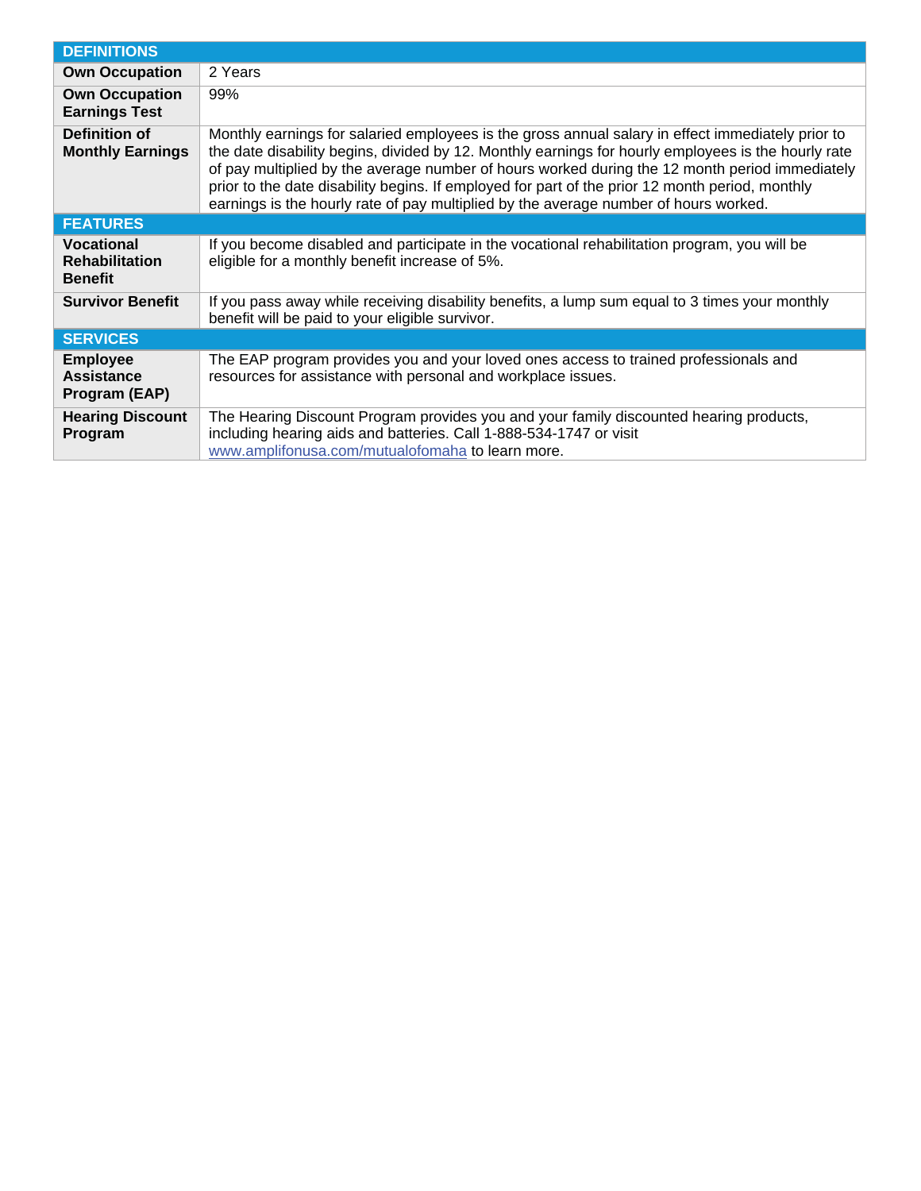| DEFINITIONS | |
|---|---|
| **Own Occupation** | 2 Years |
| **Own Occupation Earnings Test** | 99% |
| **Definition of Monthly Earnings** | Monthly earnings for salaried employees is the gross annual salary in effect immediately prior to the date disability begins, divided by 12. Monthly earnings for hourly employees is the hourly rate of pay multiplied by the average number of hours worked during the 12 month period immediately prior to the date disability begins. If employed for part of the prior 12 month period, monthly earnings is the hourly rate of pay multiplied by the average number of hours worked. |
| **FEATURES** | |
| **Vocational Rehabilitation Benefit** | If you become disabled and participate in the vocational rehabilitation program, you will be eligible for a monthly benefit increase of 5%. |
| **Survivor Benefit** | If you pass away while receiving disability benefits, a lump sum equal to 3 times your monthly benefit will be paid to your eligible survivor. |
| **SERVICES** | |
| **Employee Assistance Program (EAP)** | The EAP program provides you and your loved ones access to trained professionals and resources for assistance with personal and workplace issues. |
| **Hearing Discount Program** | The Hearing Discount Program provides you and your family discounted hearing products, including hearing aids and batteries. Call 1-888-534-1747 or visit www.amplifonusa.com/mutualofomaha to learn more. |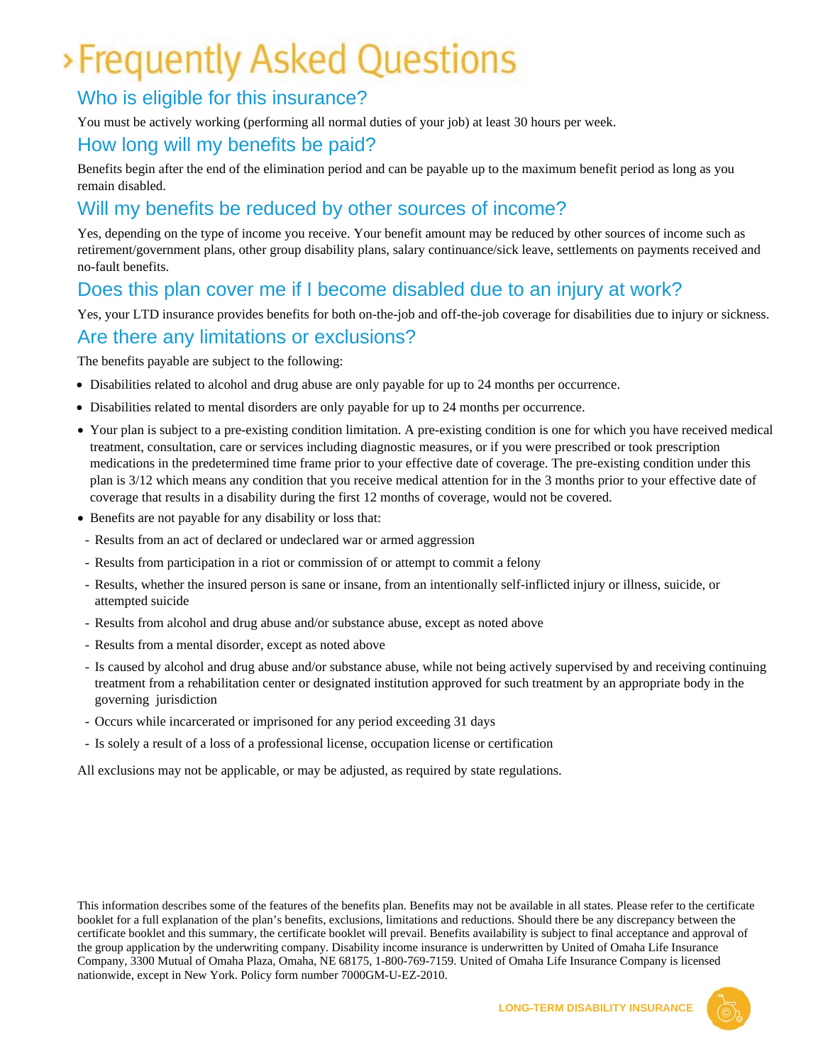# › Frequently Asked Questions

## Who is eligible for this insurance?

You must be actively working (performing all normal duties of your job) at least 30 hours per week.

## How long will my benefits be paid?

Benefits begin after the end of the elimination period and can be payable up to the maximum benefit period as long as you remain disabled.

## Will my benefits be reduced by other sources of income?

Yes, depending on the type of income you receive. Your benefit amount may be reduced by other sources of income such as retirement/government plans, other group disability plans, salary continuance/sick leave, settlements on payments received and no-fault benefits.

## Does this plan cover me if I become disabled due to an injury at work?

Yes, your LTD insurance provides benefits for both on-the-job and off-the-job coverage for disabilities due to injury or sickness.

## Are there any limitations or exclusions?

The benefits payable are subject to the following:

- Disabilities related to alcohol and drug abuse are only payable for up to 24 months per occurrence.
- Disabilities related to mental disorders are only payable for up to 24 months per occurrence.
- Your plan is subject to a pre-existing condition limitation. A pre-existing condition is one for which you have received medical treatment, consultation, care or services including diagnostic measures, or if you were prescribed or took prescription medications in the predetermined time frame prior to your effective date of coverage. The pre-existing condition under this plan is 3/12 which means any condition that you receive medical attention for in the 3 months prior to your effective date of coverage that results in a disability during the first 12 months of coverage, would not be covered.
- Benefits are not payable for any disability or loss that:
  - Results from an act of declared or undeclared war or armed aggression
  - Results from participation in a riot or commission of or attempt to commit a felony
  - Results, whether the insured person is sane or insane, from an intentionally self-inflicted injury or illness, suicide, or attempted suicide
  - Results from alcohol and drug abuse and/or substance abuse, except as noted above
  - Results from a mental disorder, except as noted above
  - Is caused by alcohol and drug abuse and/or substance abuse, while not being actively supervised by and receiving continuing treatment from a rehabilitation center or designated institution approved for such treatment by an appropriate body in the governing jurisdiction
  - Occurs while incarcerated or imprisoned for any period exceeding 31 days
  - Is solely a result of a loss of a professional license, occupation license or certification

All exclusions may not be applicable, or may be adjusted, as required by state regulations.

This information describes some of the features of the benefits plan. Benefits may not be available in all states. Please refer to the certificate booklet for a full explanation of the plan's benefits, exclusions, limitations and reductions. Should there be any discrepancy between the certificate booklet and this summary, the certificate booklet will prevail. Benefits availability is subject to final acceptance and approval of the group application by the underwriting company. Disability income insurance is underwritten by United of Omaha Life Insurance Company, 3300 Mutual of Omaha Plaza, Omaha, NE 68175, 1-800-769-7159. United of Omaha Life Insurance Company is licensed nationwide, except in New York. Policy form number 7000GM-U-EZ-2010.